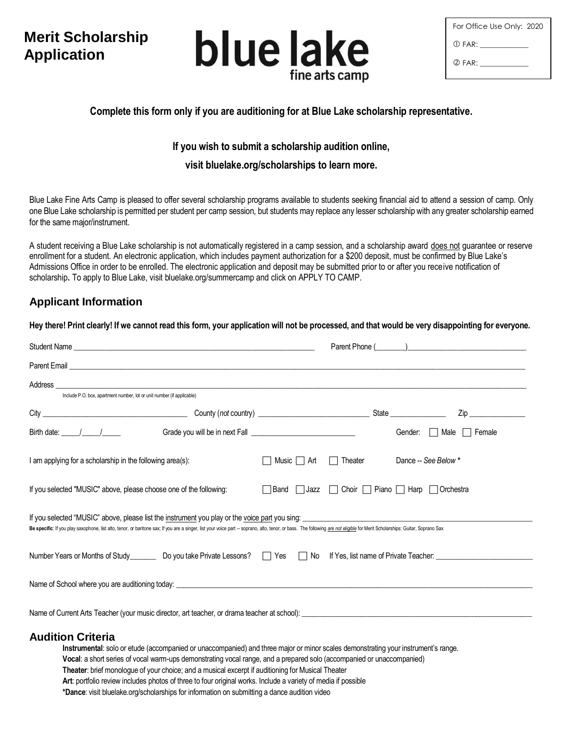# Merit Scholarship Application

**blue lake**
fine arts camp

| For Office Use Only: 2020 |
| --- |
| ① FAR: ____________ |
| ② FAR: ____________ |

**Complete this form only if you are auditioning for at Blue Lake scholarship representative.**

**If you wish to submit a scholarship audition online,**

**visit bluelake.org/scholarships to learn more.**

Blue Lake Fine Arts Camp is pleased to offer several scholarship programs available to students seeking financial aid to attend a session of camp. Only one Blue Lake scholarship is permitted per student per camp session, but students may replace any lesser scholarship with any greater scholarship earned for the same major/instrument.

A student receiving a Blue Lake scholarship is not automatically registered in a camp session, and a scholarship award does not guarantee or reserve enrollment for a student. An electronic application, which includes payment authorization for a $200 deposit, must be confirmed by Blue Lake's Admissions Office in order to be enrolled. The electronic application and deposit may be submitted prior to or after you receive notification of scholarship**.** To apply to Blue Lake, visit bluelake.org/summercamp and click on APPLY TO CAMP.

## Applicant Information

**Hey there! Print clearly! If we cannot read this form, your application will not be processed, and that would be very disappointing for everyone.**

Student Name ____________________________________________ Parent Phone (_______)____________________________

Parent Email ______________________________________________________________________________________

Address _________________________________________________________________________________________
Include P.O. box, apartment number, lot or unit number (if applicable)

City ______________________________ County (*not* country) ________________________ State ____________ Zip ____________

Birth date: ____/____/____ Grade you will be in next Fall ________________________ Gender: ☐ Male ☐ Female

I am applying for a scholarship in the following area(s): ☐ Music ☐ Art ☐ Theater Dance -- *See Below \**

If you selected "MUSIC" above, please choose one of the following: ☐ Band ☐ Jazz ☐ Choir ☐ Piano ☐ Harp ☐ Orchestra

If you selected "MUSIC" above, please list the instrument you play or the voice part you sing: ______________________________

**Be specific**: If you play saxophone, list alto, tenor, or baritone sax; If you are a singer, list your voice part -- soprano, alto, tenor, or bass. The following *are not eligible* for Merit Scholarships: Guitar, Soprano Sax

Number Years or Months of Study_______ Do you take Private Lessons? ☐ Yes ☐ No If Yes, list name of Private Teacher: ______________________

Name of School where you are auditioning today: ___________________________________________________________

Name of Current Arts Teacher (your music director, art teacher, or drama teacher at school): ________________________________

## Audition Criteria

**Instrumental**: solo or etude (accompanied or unaccompanied) and three major or minor scales demonstrating your instrument's range.
**Vocal**: a short series of vocal warm-ups demonstrating vocal range, and a prepared solo (accompanied or unaccompanied)
**Theater**: brief monologue of your choice; and a musical excerpt if auditioning for Musical Theater
**Art**: portfolio review includes photos of three to four original works. Include a variety of media if possible
**\*Dance**: visit bluelake.org/scholarships for information on submitting a dance audition video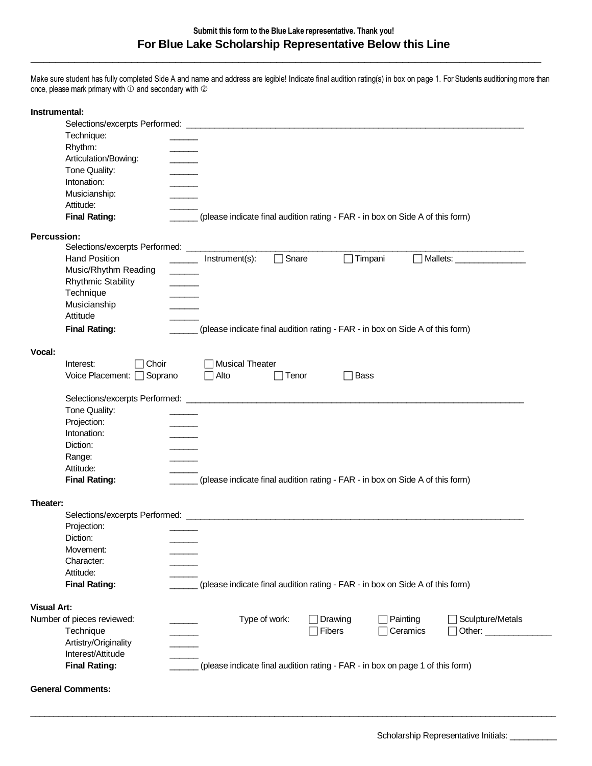Submit this form to the Blue Lake representative. Thank you!

## For Blue Lake Scholarship Representative Below this Line

---

Make sure student has fully completed Side A and name and address are legible! Indicate final audition rating(s) in box on page 1. For Students auditioning more than once, please mark primary with ① and secondary with ②

**Instrumental:**

Selections/excerpts Performed: ______________________________________________________________________________

- Technique: ______
- Rhythm: ______
- Articulation/Bowing: ______
- Tone Quality: ______
- Intonation: ______
- Musicianship: ______
- Attitude: ______
- **Final Rating:** ______ (please indicate final audition rating - FAR - in box on Side A of this form)

**Percussion:**

Selections/excerpts Performed: ______________________________________________________________________________

- Hand Position ______ Instrument(s): ☐ Snare ☐ Timpani ☐ Mallets: _______________
- Music/Rhythm Reading ______
- Rhythmic Stability ______
- Technique ______
- Musicianship ______
- Attitude ______
- **Final Rating:** ______ (please indicate final audition rating - FAR - in box on Side A of this form)

**Vocal:**

Interest: ☐ Choir ☐ Musical Theater

Voice Placement: ☐ Soprano ☐ Alto ☐ Tenor ☐ Bass

Selections/excerpts Performed: ______________________________________________________________________________

- Tone Quality: ______
- Projection: ______
- Intonation: ______
- Diction: ______
- Range: ______
- Attitude: ______
- **Final Rating:** ______ (please indicate final audition rating - FAR - in box on Side A of this form)

**Theater:**

Selections/excerpts Performed: ______________________________________________________________________________

- Projection: ______
- Diction: ______
- Movement: ______
- Character: ______
- Attitude: ______
- **Final Rating:** ______ (please indicate final audition rating - FAR - in box on Side A of this form)

**Visual Art:**

Number of pieces reviewed: ______ Type of work: ☐ Drawing ☐ Painting ☐ Sculpture/Metals ☐ Fibers ☐ Ceramics ☐ Other: ______________

- Technique ______
- Artistry/Originality ______
- Interest/Attitude ______
- **Final Rating:** ______ (please indicate final audition rating - FAR - in box on page 1 of this form)

**General Comments:**

______________________________________________________________________________________________________________

Scholarship Representative Initials: __________